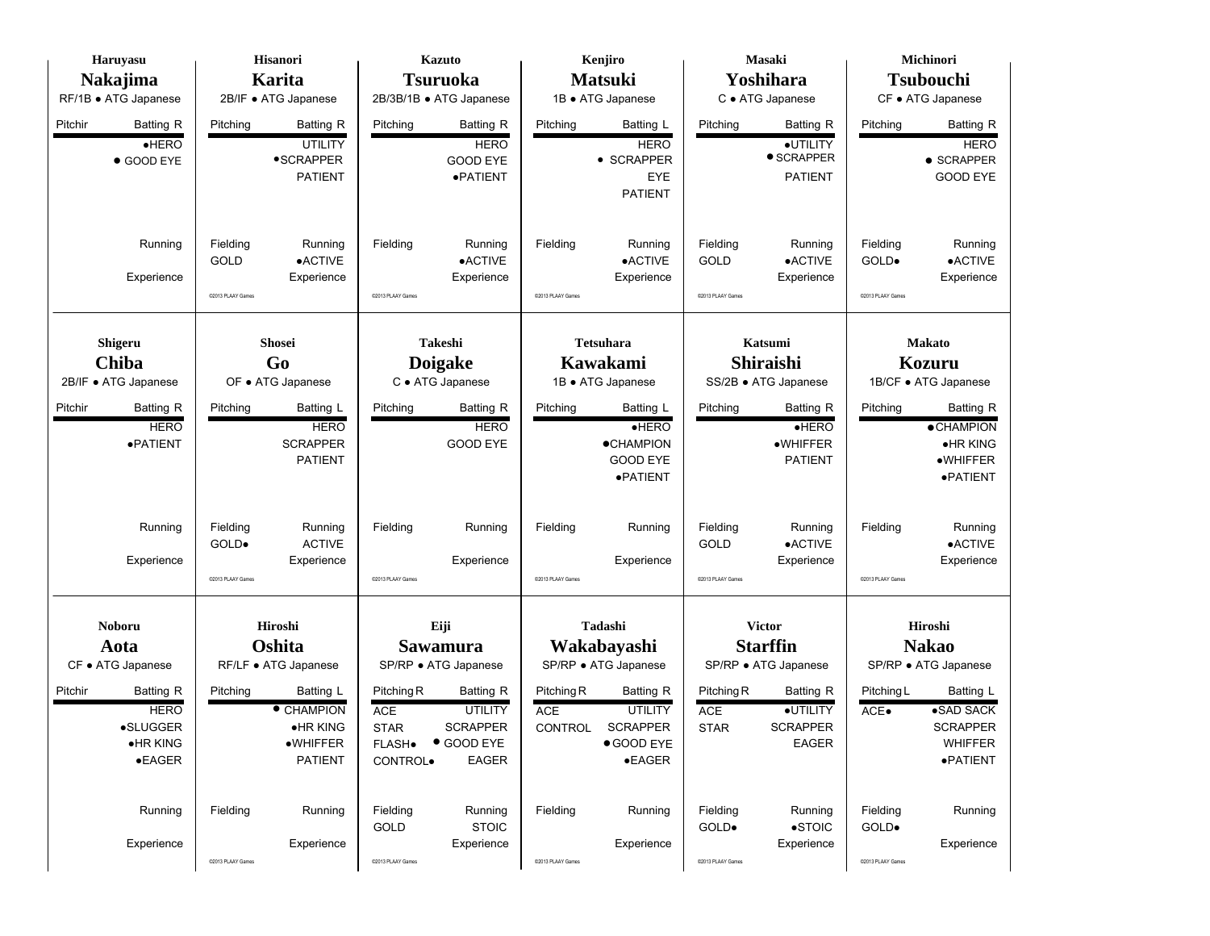**Haruyasu**
## Nakajima
RF/1B • ATG Japanese

| Pitchir | Batting R |
|---|---|
| | •HERO |
| | • GOOD EYE |
| | Running |
| | Experience |

---

**Hisanori**
## Karita
2B/IF • ATG Japanese

| Pitching | Batting R |
|---|---|
| | UTILITY |
| | •SCRAPPER |
| | PATIENT |
| Fielding | Running |
| GOLD | •ACTIVE |
| | Experience |

©2013 PLAAY Games

---

**Kazuto**
## Tsuruoka
2B/3B/1B • ATG Japanese

| Pitching | Batting R |
|---|---|
| | HERO |
| | GOOD EYE |
| | •PATIENT |
| Fielding | Running |
| | •ACTIVE |
| | Experience |

©2013 PLAAY Games

---

**Kenjiro**
## Matsuki
1B • ATG Japanese

| Pitching | Batting L |
|---|---|
| | HERO |
| | • SCRAPPER |
| | EYE |
| | PATIENT |
| Fielding | Running |
| | •ACTIVE |
| | Experience |

©2013 PLAAY Games

---

**Masaki**
## Yoshihara
C • ATG Japanese

| Pitching | Batting R |
|---|---|
| | •UTILITY |
| | • SCRAPPER |
| | PATIENT |
| Fielding | Running |
| GOLD | •ACTIVE |
| | Experience |

©2013 PLAAY Games

---

**Michinori**
## Tsubouchi
CF • ATG Japanese

| Pitching | Batting R |
|---|---|
| | HERO |
| | • SCRAPPER |
| | GOOD EYE |
| Fielding | Running |
| GOLD• | •ACTIVE |
| | Experience |

©2013 PLAAY Games

---

**Shigeru**
## Chiba
2B/IF • ATG Japanese

| Pitchir | Batting R |
|---|---|
| | HERO |
| | •PATIENT |
| | Running |
| | Experience |

---

**Shosei**
## Go
OF • ATG Japanese

| Pitching | Batting L |
|---|---|
| | HERO |
| | SCRAPPER |
| | PATIENT |
| Fielding | Running |
| GOLD• | ACTIVE |
| | Experience |

©2013 PLAAY Games

---

**Takeshi**
## Doigake
C • ATG Japanese

| Pitching | Batting R |
|---|---|
| | HERO |
| | GOOD EYE |
| Fielding | Running |
| | Experience |

©2013 PLAAY Games

---

**Tetsuhara**
## Kawakami
1B • ATG Japanese

| Pitching | Batting L |
|---|---|
| | •HERO |
| | •CHAMPION |
| | GOOD EYE |
| | •PATIENT |
| Fielding | Running |
| | Experience |

©2013 PLAAY Games

---

**Katsumi**
## Shiraishi
SS/2B • ATG Japanese

| Pitching | Batting R |
|---|---|
| | •HERO |
| | •WHIFFER |
| | PATIENT |
| Fielding | Running |
| GOLD | •ACTIVE |
| | Experience |

©2013 PLAAY Games

---

**Makato**
## Kozuru
1B/CF • ATG Japanese

| Pitching | Batting R |
|---|---|
| | •CHAMPION |
| | •HR KING |
| | •WHIFFER |
| | •PATIENT |
| Fielding | Running |
| | •ACTIVE |
| | Experience |

©2013 PLAAY Games

---

**Noboru**
## Aota
CF • ATG Japanese

| Pitchir | Batting R |
|---|---|
| | HERO |
| | •SLUGGER |
| | •HR KING |
| | •EAGER |
| | Running |
| | Experience |

---

**Hiroshi**
## Oshita
RF/LF • ATG Japanese

| Pitching | Batting L |
|---|---|
| | • CHAMPION |
| | •HR KING |
| | •WHIFFER |
| | PATIENT |
| Fielding | Running |
| | Experience |

©2013 PLAAY Games

---

**Eiji**
## Sawamura
SP/RP • ATG Japanese

| Pitching R | Batting R |
|---|---|
| ACE | UTILITY |
| STAR | SCRAPPER |
| FLASH• | • GOOD EYE |
| CONTROL• | EAGER |
| Fielding | Running |
| GOLD | STOIC |
| | Experience |

©2013 PLAAY Games

---

**Tadashi**
## Wakabayashi
SP/RP • ATG Japanese

| Pitching R | Batting R |
|---|---|
| ACE | UTILITY |
| CONTROL | SCRAPPER |
| | •GOOD EYE |
| | •EAGER |
| Fielding | Running |
| | Experience |

©2013 PLAAY Games

---

**Victor**
## Starffin
SP/RP • ATG Japanese

| Pitching R | Batting R |
|---|---|
| ACE | •UTILITY |
| STAR | SCRAPPER |
| | EAGER |
| Fielding | Running |
| GOLD• | •STOIC |
| | Experience |

©2013 PLAAY Games

---

**Hiroshi**
## Nakao
SP/RP • ATG Japanese

| Pitching L | Batting L |
|---|---|
| ACE• | •SAD SACK |
| | SCRAPPER |
| | WHIFFER |
| | •PATIENT |
| Fielding | Running |
| GOLD• | |
| | Experience |

©2013 PLAAY Games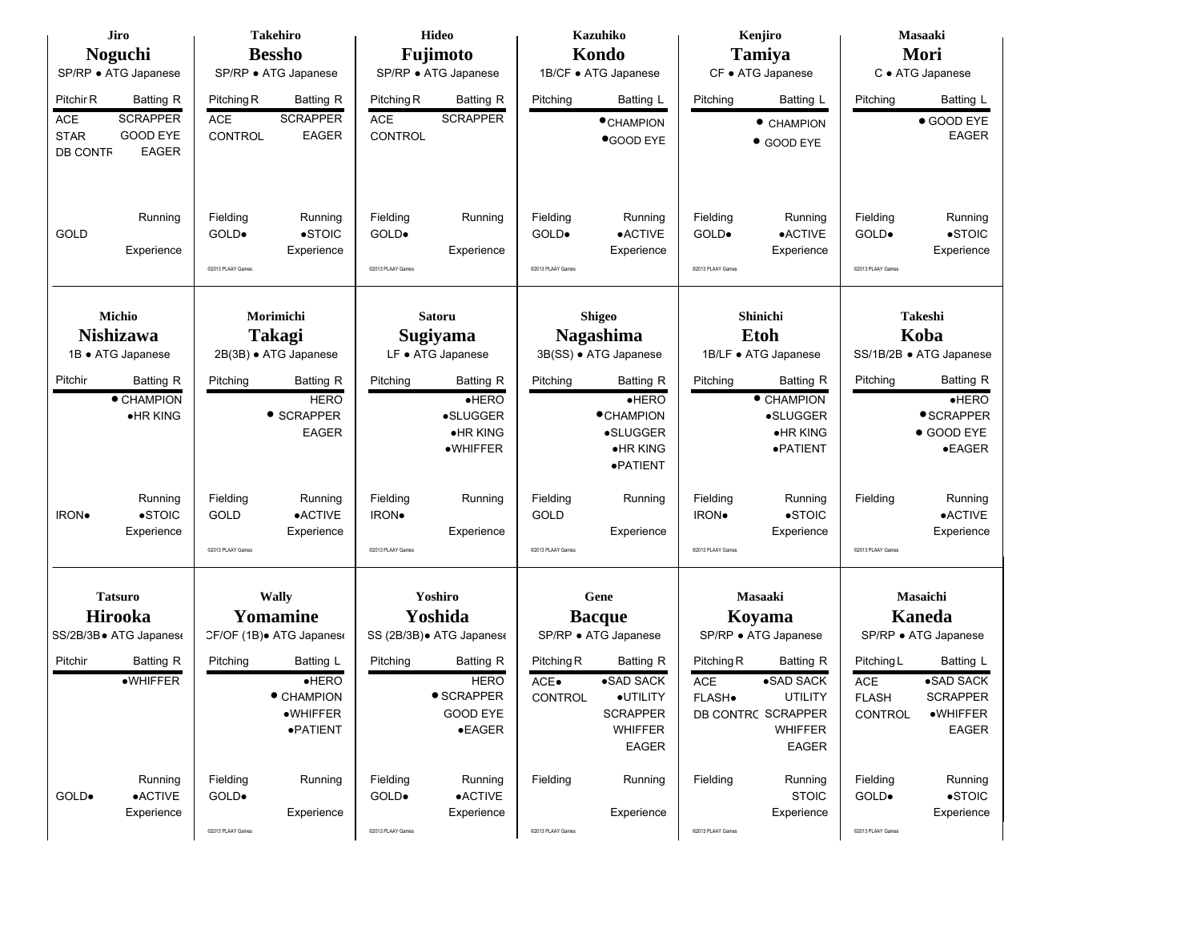### Jiro Noguchi
SP/RP • ATG Japanese

| Pitchir R | Batting R |
|---|---|
| ACE | SCRAPPER |
| STAR | GOOD EYE |
| DB CONTF | EAGER |
| | Running |
| GOLD | |
| | Experience |

### Takehiro Bessho
SP/RP • ATG Japanese

| Pitching R | Batting R |
|---|---|
| ACE | SCRAPPER |
| CONTROL | EAGER |
| Fielding | Running |
| GOLD• | •STOIC |
| | Experience |

©2013 PLAAY Games

### Hideo Fujimoto
SP/RP • ATG Japanese

| Pitching R | Batting R |
|---|---|
| ACE | SCRAPPER |
| CONTROL | |
| Fielding | Running |
| GOLD• | |
| | Experience |

©2013 PLAAY Games

### Kazuhiko Kondo
1B/CF • ATG Japanese

| Pitching | Batting L |
|---|---|
| | •CHAMPION |
| | •GOOD EYE |
| Fielding | Running |
| GOLD• | •ACTIVE |
| | Experience |

©2013 PLAAY Games

### Kenjiro Tamiya
CF • ATG Japanese

| Pitching | Batting L |
|---|---|
| | • CHAMPION |
| | • GOOD EYE |
| Fielding | Running |
| GOLD• | •ACTIVE |
| | Experience |

©2013 PLAAY Games

### Masaaki Mori
C • ATG Japanese

| Pitching | Batting L |
|---|---|
| | • GOOD EYE |
| | EAGER |
| Fielding | Running |
| GOLD• | •STOIC |
| | Experience |

©2013 PLAAY Games

### Michio Nishizawa
1B • ATG Japanese

| Pitchir | Batting R |
|---|---|
| | • CHAMPION |
| | •HR KING |
| | Running |
| IRON• | •STOIC |
| | Experience |

### Morimichi Takagi
2B(3B) • ATG Japanese

| Pitching | Batting R |
|---|---|
| | HERO |
| | • SCRAPPER |
| | EAGER |
| Fielding | Running |
| GOLD | •ACTIVE |
| | Experience |

©2013 PLAAY Games

### Satoru Sugiyama
LF • ATG Japanese

| Pitching | Batting R |
|---|---|
| | •HERO |
| | •SLUGGER |
| | •HR KING |
| | •WHIFFER |
| Fielding | Running |
| IRON• | |
| | Experience |

©2013 PLAAY Games

### Shigeo Nagashima
3B(SS) • ATG Japanese

| Pitching | Batting R |
|---|---|
| | •HERO |
| | •CHAMPION |
| | •SLUGGER |
| | •HR KING |
| | •PATIENT |
| Fielding | Running |
| GOLD | |
| | Experience |

©2013 PLAAY Games

### Shinichi Etoh
1B/LF • ATG Japanese

| Pitching | Batting R |
|---|---|
| | • CHAMPION |
| | •SLUGGER |
| | •HR KING |
| | •PATIENT |
| Fielding | Running |
| IRON• | •STOIC |
| | Experience |

©2013 PLAAY Games

### Takeshi Koba
SS/1B/2B • ATG Japanese

| Pitching | Batting R |
|---|---|
| | •HERO |
| | •SCRAPPER |
| | • GOOD EYE |
| | •EAGER |
| Fielding | Running |
| | •ACTIVE |
| | Experience |

©2013 PLAAY Games

### Tatsuro Hirooka
SS/2B/3B• ATG Japanese

| Pitchir | Batting R |
|---|---|
| | •WHIFFER |
| | Running |
| GOLD• | •ACTIVE |
| | Experience |

### Wally Yomamine
CF/OF (1B)• ATG Japanese

| Pitching | Batting L |
|---|---|
| | •HERO |
| | • CHAMPION |
| | •WHIFFER |
| | •PATIENT |
| Fielding | Running |
| GOLD• | |
| | Experience |

©2013 PLAAY Games

### Yoshiro Yoshida
SS (2B/3B)• ATG Japanese

| Pitching | Batting R |
|---|---|
| | HERO |
| | • SCRAPPER |
| | GOOD EYE |
| | •EAGER |
| Fielding | Running |
| GOLD• | •ACTIVE |
| | Experience |

©2013 PLAAY Games

### Gene Bacque
SP/RP • ATG Japanese

| Pitching R | Batting R |
|---|---|
| ACE• | •SAD SACK |
| CONTROL | •UTILITY |
| | SCRAPPER |
| | WHIFFER |
| | EAGER |
| Fielding | Running |
| | |
| | Experience |

©2013 PLAAY Games

### Masaaki Koyama
SP/RP • ATG Japanese

| Pitching R | Batting R |
|---|---|
| ACE | •SAD SACK |
| FLASH• | UTILITY |
| DB CONTRC | SCRAPPER |
| | WHIFFER |
| | EAGER |
| Fielding | Running |
| | STOIC |
| | Experience |

©2013 PLAAY Games

### Masaichi Kaneda
SP/RP • ATG Japanese

| Pitching L | Batting L |
|---|---|
| ACE | •SAD SACK |
| FLASH | SCRAPPER |
| CONTROL | •WHIFFER |
| | EAGER |
| Fielding | Running |
| GOLD• | •STOIC |
| | Experience |

©2013 PLAAY Games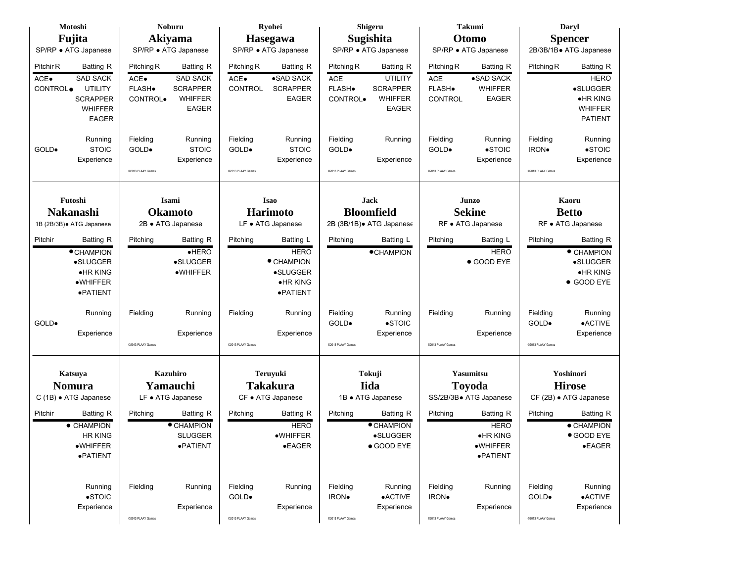## Motoshi **Fujita**
SP/RP • ATG Japanese

| Pitchir R | Batting R |
|---|---|
| ACE• | SAD SACK |
| CONTROL• | UTILITY |
| | SCRAPPER |
| | WHIFFER |
| | EAGER |
| | Running |
| GOLD• | STOIC |
| | Experience |

## Noburu **Akiyama**
SP/RP • ATG Japanese

| Pitching R | Batting R |
|---|---|
| ACE• | SAD SACK |
| FLASH• | SCRAPPER |
| CONTROL• | WHIFFER |
| | EAGER |
| Fielding | Running |
| GOLD• | STOIC |
| | Experience |

©2013 PLAAY Games

## Ryohei **Hasegawa**
SP/RP • ATG Japanese

| Pitching R | Batting R |
|---|---|
| ACE• | •SAD SACK |
| CONTROL | SCRAPPER |
| | EAGER |
| Fielding | Running |
| GOLD• | STOIC |
| | Experience |

©2013 PLAAY Games

## Shigeru **Sugishita**
SP/RP • ATG Japanese

| Pitching R | Batting R |
|---|---|
| ACE | UTILITY |
| FLASH• | SCRAPPER |
| CONTROL• | WHIFFER |
| | EAGER |
| Fielding | Running |
| GOLD• | |
| | Experience |

©2013 PLAAY Games

## Takumi **Otomo**
SP/RP • ATG Japanese

| Pitching R | Batting R |
|---|---|
| ACE | •SAD SACK |
| FLASH• | WHIFFER |
| CONTROL | EAGER |
| Fielding | Running |
| GOLD• | •STOIC |
| | Experience |

©2013 PLAAY Games

## Daryl **Spencer**
2B/3B/1B• ATG Japanese

| Pitching R | Batting R |
|---|---|
| | HERO |
| | •SLUGGER |
| | •HR KING |
| | WHIFFER |
| | PATIENT |
| Fielding | Running |
| IRON• | •STOIC |
| | Experience |

©2013 PLAAY Games

## Futoshi **Nakanashi**
1B (2B/3B)• ATG Japanese

| Pitchir | Batting R |
|---|---|
| | •CHAMPION |
| | •SLUGGER |
| | •HR KING |
| | •WHIFFER |
| | •PATIENT |
| | Running |
| GOLD• | |
| | Experience |

## Isami **Okamoto**
2B • ATG Japanese

| Pitching | Batting R |
|---|---|
| | •HERO |
| | •SLUGGER |
| | •WHIFFER |
| Fielding | Running |
| | Experience |

©2013 PLAAY Games

## Isao **Harimoto**
LF • ATG Japanese

| Pitching | Batting L |
|---|---|
| | HERO |
| | •CHAMPION |
| | •SLUGGER |
| | •HR KING |
| | •PATIENT |
| Fielding | Running |
| | Experience |

©2013 PLAAY Games

## Jack **Bloomfield**
2B (3B/1B)• ATG Japanese

| Pitching | Batting L |
|---|---|
| | •CHAMPION |
| Fielding | Running |
| GOLD• | •STOIC |
| | Experience |

©2013 PLAAY Games

## Junzo **Sekine**
RF • ATG Japanese

| Pitching | Batting L |
|---|---|
| | HERO |
| | • GOOD EYE |
| Fielding | Running |
| | Experience |

©2013 PLAAY Games

## Kaoru **Betto**
RF • ATG Japanese

| Pitching | Batting R |
|---|---|
| | • CHAMPION |
| | •SLUGGER |
| | •HR KING |
| | • GOOD EYE |
| Fielding | Running |
| GOLD• | •ACTIVE |
| | Experience |

©2013 PLAAY Games

## Katsuya **Nomura**
C (1B) • ATG Japanese

| Pitchir | Batting R |
|---|---|
| | • CHAMPION |
| | HR KING |
| | •WHIFFER |
| | •PATIENT |
| | Running |
| | •STOIC |
| | Experience |

## Kazuhiro **Yamauchi**
LF • ATG Japanese

| Pitching | Batting R |
|---|---|
| | • CHAMPION |
| | SLUGGER |
| | •PATIENT |
| Fielding | Running |
| | Experience |

©2013 PLAAY Games

## Teruyuki **Takakura**
CF • ATG Japanese

| Pitching | Batting R |
|---|---|
| | HERO |
| | •WHIFFER |
| | •EAGER |
| Fielding | Running |
| GOLD• | |
| | Experience |

©2013 PLAAY Games

## Tokuji **Iida**
1B • ATG Japanese

| Pitching | Batting R |
|---|---|
| | •CHAMPION |
| | •SLUGGER |
| | • GOOD EYE |
| Fielding | Running |
| IRON• | •ACTIVE |
| | Experience |

©2013 PLAAY Games

## Yasumitsu **Toyoda**
SS/2B/3B• ATG Japanese

| Pitching | Batting R |
|---|---|
| | HERO |
| | •HR KING |
| | •WHIFFER |
| | •PATIENT |
| Fielding | Running |
| IRON• | |
| | Experience |

©2013 PLAAY Games

## Yoshinori **Hirose**
CF (2B) • ATG Japanese

| Pitching | Batting R |
|---|---|
| | • CHAMPION |
| | • GOOD EYE |
| | •EAGER |
| Fielding | Running |
| GOLD• | •ACTIVE |
| | Experience |

©2013 PLAAY Games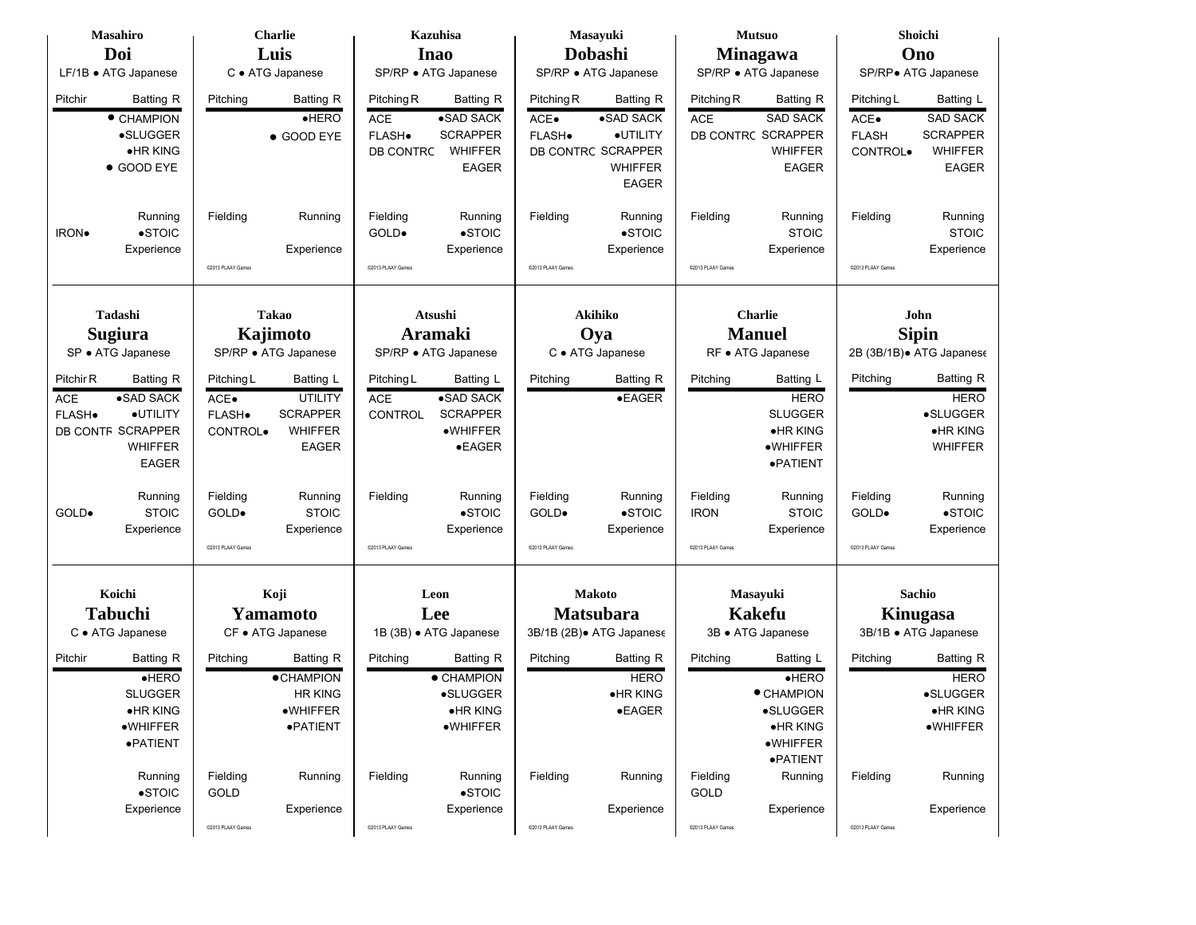## Masahiro Doi
LF/1B • ATG Japanese

| Pitchir | Batting R |
|---|---|
| | • CHAMPION |
| | •SLUGGER |
| | •HR KING |
| | • GOOD EYE |
| | Running |
| IRON• | •STOIC |
| | Experience |

## Charlie Luis
C • ATG Japanese

| Pitching | Batting R |
|---|---|
| | •HERO |
| | • GOOD EYE |
| Fielding | Running |
| | Experience |

©2013 PLAAY Games

## Kazuhisa Inao
SP/RP • ATG Japanese

| Pitching R | Batting R |
|---|---|
| ACE | •SAD SACK |
| FLASH• | SCRAPPER |
| DB CONTRC | WHIFFER |
| | EAGER |
| Fielding | Running |
| GOLD• | •STOIC |
| | Experience |

©2013 PLAAY Games

## Masayuki Dobashi
SP/RP • ATG Japanese

| Pitching R | Batting R |
|---|---|
| ACE• | •SAD SACK |
| FLASH• | •UTILITY |
| DB CONTRC | SCRAPPER |
| | WHIFFER |
| | EAGER |
| Fielding | Running |
| | •STOIC |
| | Experience |

©2013 PLAAY Games

## Mutsuo Minagawa
SP/RP • ATG Japanese

| Pitching R | Batting R |
|---|---|
| ACE | SAD SACK |
| DB CONTRC | SCRAPPER |
| | WHIFFER |
| | EAGER |
| Fielding | Running |
| | STOIC |
| | Experience |

©2013 PLAAY Games

## Shoichi Ono
SP/RP• ATG Japanese

| Pitching L | Batting L |
|---|---|
| ACE• | SAD SACK |
| FLASH | SCRAPPER |
| CONTROL• | WHIFFER |
| | EAGER |
| Fielding | Running |
| | STOIC |
| | Experience |

©2013 PLAAY Games

## Tadashi Sugiura
SP • ATG Japanese

| Pitchir R | Batting R |
|---|---|
| ACE | •SAD SACK |
| FLASH• | •UTILITY |
| DB CONTF | SCRAPPER |
| | WHIFFER |
| | EAGER |
| | Running |
| GOLD• | STOIC |
| | Experience |

## Takao Kajimoto
SP/RP • ATG Japanese

| Pitching L | Batting L |
|---|---|
| ACE• | UTILITY |
| FLASH• | SCRAPPER |
| CONTROL• | WHIFFER |
| | EAGER |
| Fielding | Running |
| GOLD• | STOIC |
| | Experience |

©2013 PLAAY Games

## Atsushi Aramaki
SP/RP • ATG Japanese

| Pitching L | Batting L |
|---|---|
| ACE | •SAD SACK |
| CONTROL | SCRAPPER |
| | •WHIFFER |
| | •EAGER |
| Fielding | Running |
| | •STOIC |
| | Experience |

©2013 PLAAY Games

## Akihiko Oya
C • ATG Japanese

| Pitching | Batting R |
|---|---|
| | •EAGER |
| Fielding | Running |
| GOLD• | •STOIC |
| | Experience |

©2013 PLAAY Games

## Charlie Manuel
RF • ATG Japanese

| Pitching | Batting L |
|---|---|
| | HERO |
| | SLUGGER |
| | •HR KING |
| | •WHIFFER |
| | •PATIENT |
| Fielding | Running |
| IRON | STOIC |
| | Experience |

©2013 PLAAY Games

## John Sipin
2B (3B/1B)• ATG Japanese

| Pitching | Batting R |
|---|---|
| | HERO |
| | •SLUGGER |
| | •HR KING |
| | WHIFFER |
| Fielding | Running |
| GOLD• | •STOIC |
| | Experience |

©2013 PLAAY Games

## Koichi Tabuchi
C • ATG Japanese

| Pitchir | Batting R |
|---|---|
| | •HERO |
| | SLUGGER |
| | •HR KING |
| | •WHIFFER |
| | •PATIENT |
| | Running |
| | •STOIC |
| | Experience |

## Koji Yamamoto
CF • ATG Japanese

| Pitching | Batting R |
|---|---|
| | •CHAMPION |
| | HR KING |
| | •WHIFFER |
| | •PATIENT |
| Fielding | Running |
| GOLD | |
| | Experience |

©2013 PLAAY Games

## Leon Lee
1B (3B) • ATG Japanese

| Pitching | Batting R |
|---|---|
| | • CHAMPION |
| | •SLUGGER |
| | •HR KING |
| | •WHIFFER |
| Fielding | Running |
| | •STOIC |
| | Experience |

©2013 PLAAY Games

## Makoto Matsubara
3B/1B (2B)• ATG Japanese

| Pitching | Batting R |
|---|---|
| | HERO |
| | •HR KING |
| | •EAGER |
| Fielding | Running |
| | Experience |

©2013 PLAAY Games

## Masayuki Kakefu
3B • ATG Japanese

| Pitching | Batting L |
|---|---|
| | •HERO |
| | • CHAMPION |
| | •SLUGGER |
| | •HR KING |
| | •WHIFFER |
| | •PATIENT |
| Fielding | Running |
| GOLD | |
| | Experience |

©2013 PLAAY Games

## Sachio Kinugasa
3B/1B • ATG Japanese

| Pitching | Batting R |
|---|---|
| | HERO |
| | •SLUGGER |
| | •HR KING |
| | •WHIFFER |
| Fielding | Running |
| | Experience |

©2013 PLAAY Games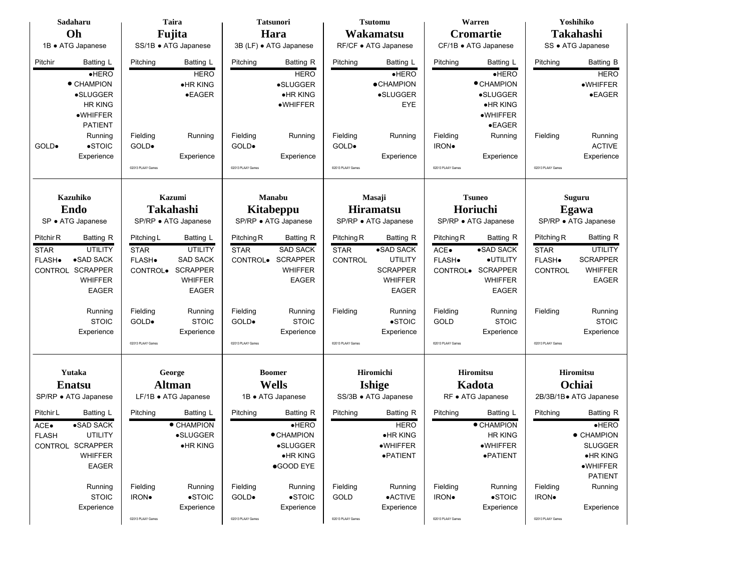## Sadaharu Oh
1B • ATG Japanese

| Pitchir | Batting L |
|---|---|
| | •HERO |
| | • CHAMPION |
| | •SLUGGER |
| | HR KING |
| | •WHIFFER |
| | PATIENT |
| | Running |
| GOLD• | •STOIC |
| | Experience |

## Taira Fujita
SS/1B • ATG Japanese

| Pitching | Batting L |
|---|---|
| | HERO |
| | •HR KING |
| | •EAGER |
| Fielding | Running |
| GOLD• | |
| | Experience |

©2013 PLAAY Games

## Tatsunori Hara
3B (LF) • ATG Japanese

| Pitching | Batting R |
|---|---|
| | HERO |
| | •SLUGGER |
| | •HR KING |
| | •WHIFFER |
| Fielding | Running |
| GOLD• | |
| | Experience |

©2013 PLAAY Games

## Tsutomu Wakamatsu
RF/CF • ATG Japanese

| Pitching | Batting L |
|---|---|
| | •HERO |
| | •CHAMPION |
| | •SLUGGER |
| | EYE |
| Fielding | Running |
| GOLD• | |
| | Experience |

©2013 PLAAY Games

## Warren Cromartie
CF/1B • ATG Japanese

| Pitching | Batting L |
|---|---|
| | •HERO |
| | • CHAMPION |
| | •SLUGGER |
| | •HR KING |
| | •WHIFFER |
| | •EAGER |
| Fielding | Running |
| IRON• | |
| | Experience |

©2013 PLAAY Games

## Yoshihiko Takahashi
SS • ATG Japanese

| Pitching | Batting B |
|---|---|
| | HERO |
| | •WHIFFER |
| | •EAGER |
| Fielding | Running |
| | ACTIVE |
| | Experience |

©2013 PLAAY Games

## Kazuhiko Endo
SP • ATG Japanese

| Pitchir R | Batting R |
|---|---|
| STAR | UTILITY |
| FLASH• | •SAD SACK |
| CONTROL | SCRAPPER |
| | WHIFFER |
| | EAGER |
| | Running |
| | STOIC |
| | Experience |

## Kazumi Takahashi
SP/RP • ATG Japanese

| Pitching L | Batting L |
|---|---|
| STAR | UTILITY |
| FLASH• | SAD SACK |
| CONTROL• | SCRAPPER |
| | WHIFFER |
| | EAGER |
| Fielding | Running |
| GOLD• | STOIC |
| | Experience |

©2013 PLAAY Games

## Manabu Kitabeppu
SP/RP • ATG Japanese

| Pitching R | Batting R |
|---|---|
| STAR | SAD SACK |
| CONTROL• | SCRAPPER |
| | WHIFFER |
| | EAGER |
| Fielding | Running |
| GOLD• | STOIC |
| | Experience |

©2013 PLAAY Games

## Masaji Hiramatsu
SP/RP • ATG Japanese

| Pitching R | Batting R |
|---|---|
| STAR | •SAD SACK |
| CONTROL | UTILITY |
| | SCRAPPER |
| | WHIFFER |
| | EAGER |
| Fielding | Running |
| | •STOIC |
| | Experience |

©2013 PLAAY Games

## Tsuneo Horiuchi
SP/RP • ATG Japanese

| Pitching R | Batting R |
|---|---|
| ACE• | •SAD SACK |
| FLASH• | •UTILITY |
| CONTROL• | SCRAPPER |
| | WHIFFER |
| | EAGER |
| Fielding | Running |
| GOLD | STOIC |
| | Experience |

©2013 PLAAY Games

## Suguru Egawa
SP/RP • ATG Japanese

| Pitching R | Batting R |
|---|---|
| STAR | UTILITY |
| FLASH• | SCRAPPER |
| CONTROL | WHIFFER |
| | EAGER |
| Fielding | Running |
| | STOIC |
| | Experience |

©2013 PLAAY Games

## Yutaka Enatsu
SP/RP • ATG Japanese

| Pitchir L | Batting L |
|---|---|
| ACE• | •SAD SACK |
| FLASH | UTILITY |
| CONTROL | SCRAPPER |
| | WHIFFER |
| | EAGER |
| | Running |
| | STOIC |
| | Experience |

## George Altman
LF/1B • ATG Japanese

| Pitching | Batting L |
|---|---|
| | • CHAMPION |
| | •SLUGGER |
| | •HR KING |
| Fielding | Running |
| IRON• | •STOIC |
| | Experience |

©2013 PLAAY Games

## Boomer Wells
1B • ATG Japanese

| Pitching | Batting R |
|---|---|
| | •HERO |
| | •CHAMPION |
| | •SLUGGER |
| | •HR KING |
| | •GOOD EYE |
| Fielding | Running |
| GOLD• | •STOIC |
| | Experience |

©2013 PLAAY Games

## Hiromichi Ishige
SS/3B • ATG Japanese

| Pitching | Batting R |
|---|---|
| | HERO |
| | •HR KING |
| | •WHIFFER |
| | •PATIENT |
| Fielding | Running |
| GOLD | •ACTIVE |
| | Experience |

©2013 PLAAY Games

## Hiromitsu Kadota
RF • ATG Japanese

| Pitching | Batting L |
|---|---|
| | • CHAMPION |
| | HR KING |
| | •WHIFFER |
| | •PATIENT |
| Fielding | Running |
| IRON• | •STOIC |
| | Experience |

©2013 PLAAY Games

## Hiromitsu Ochiai
2B/3B/1B• ATG Japanese

| Pitching | Batting R |
|---|---|
| | •HERO |
| | • CHAMPION |
| | SLUGGER |
| | •HR KING |
| | •WHIFFER |
| | PATIENT |
| Fielding | Running |
| IRON• | |
| | Experience |

©2013 PLAAY Games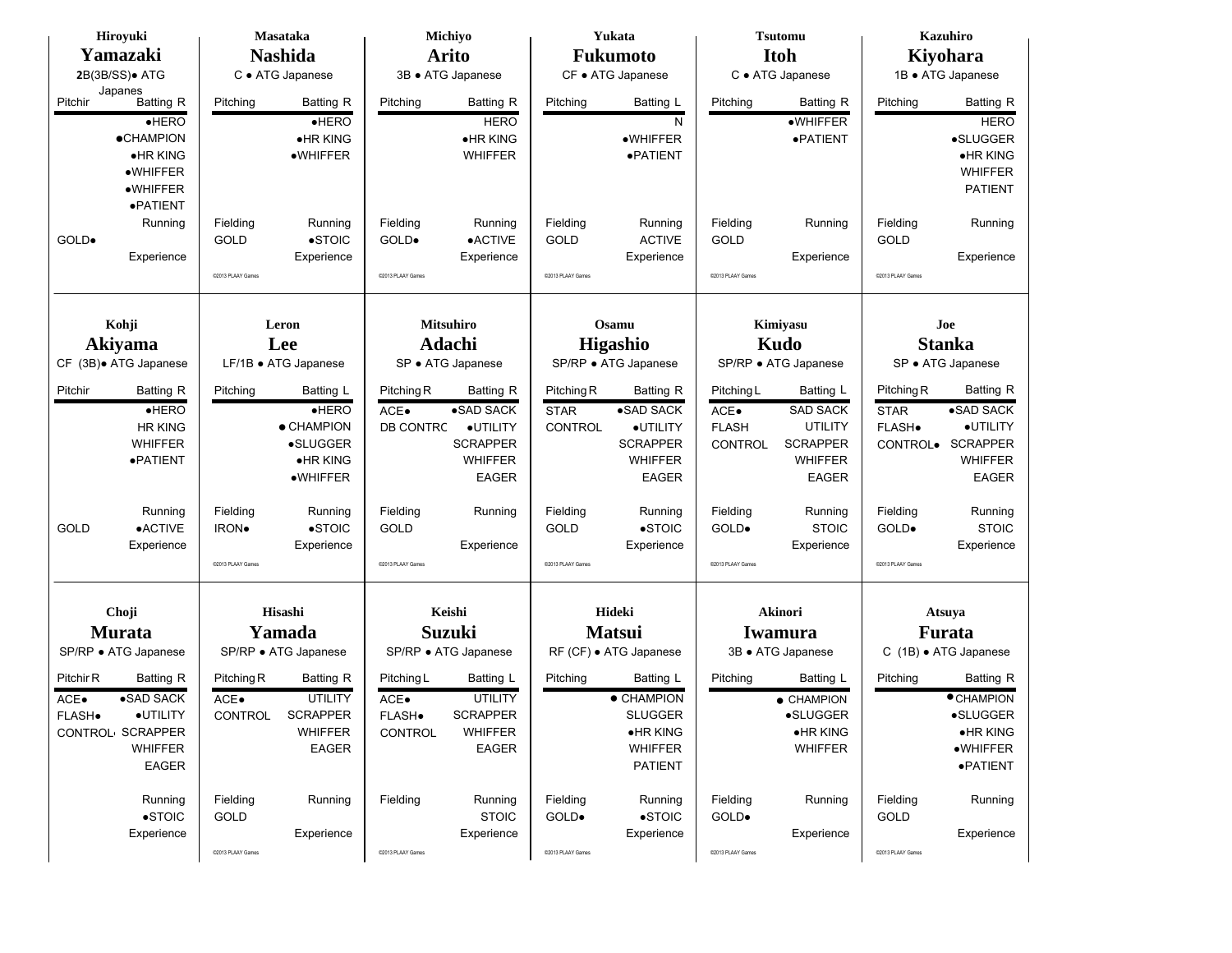## Hiroyuki Yamazaki
2B(3B/SS)● ATG Japanes

| Pitchir | Batting R |
|---|---|
| | ●HERO |
| | ●CHAMPION |
| | ●HR KING |
| | ●WHIFFER |
| | ●WHIFFER |
| | ●PATIENT |
| | Running |
| GOLD● | |
| | Experience |

## Masataka Nashida
C ● ATG Japanese

| Pitching | Batting R |
|---|---|
| | ●HERO |
| | ●HR KING |
| | ●WHIFFER |
| Fielding | Running |
| GOLD | ●STOIC |
| | Experience |

©2013 PLAAY Games

## Michiyo Arito
3B ● ATG Japanese

| Pitching | Batting R |
|---|---|
| | HERO |
| | ●HR KING |
| | WHIFFER |
| Fielding | Running |
| GOLD● | ●ACTIVE |
| | Experience |

©2013 PLAAY Games

## Yukata Fukumoto
CF ● ATG Japanese

| Pitching | Batting L |
|---|---|
| | N |
| | ●WHIFFER |
| | ●PATIENT |
| Fielding | Running |
| GOLD | ACTIVE |
| | Experience |

©2013 PLAAY Games

## Tsutomu Itoh
C ● ATG Japanese

| Pitching | Batting R |
|---|---|
| | ●WHIFFER |
| | ●PATIENT |
| Fielding | Running |
| GOLD | |
| | Experience |

©2013 PLAAY Games

## Kazuhiro Kiyohara
1B ● ATG Japanese

| Pitching | Batting R |
|---|---|
| | HERO |
| | ●SLUGGER |
| | ●HR KING |
| | WHIFFER |
| | PATIENT |
| Fielding | Running |
| GOLD | |
| | Experience |

©2013 PLAAY Games

## Kohji Akiyama
CF (3B)● ATG Japanese

| Pitchir | Batting R |
|---|---|
| | ●HERO |
| | HR KING |
| | WHIFFER |
| | ●PATIENT |
| | Running |
| GOLD | ●ACTIVE |
| | Experience |

## Leron Lee
LF/1B ● ATG Japanese

| Pitching | Batting L |
|---|---|
| | ●HERO |
| | ● CHAMPION |
| | ●SLUGGER |
| | ●HR KING |
| | ●WHIFFER |
| Fielding | Running |
| IRON● | ●STOIC |
| | Experience |

©2013 PLAAY Games

## Mitsuhiro Adachi
SP ● ATG Japanese

| Pitching R | Batting R |
|---|---|
| ACE● | ●SAD SACK |
| DB CONTRC | ●UTILITY |
| | SCRAPPER |
| | WHIFFER |
| | EAGER |
| Fielding | Running |
| GOLD | |
| | Experience |

©2013 PLAAY Games

## Osamu Higashio
SP/RP ● ATG Japanese

| Pitching R | Batting R |
|---|---|
| STAR | ●SAD SACK |
| CONTROL | ●UTILITY |
| | SCRAPPER |
| | WHIFFER |
| | EAGER |
| Fielding | Running |
| GOLD | ●STOIC |
| | Experience |

©2013 PLAAY Games

## Kimiyasu Kudo
SP/RP ● ATG Japanese

| Pitching L | Batting L |
|---|---|
| ACE● | SAD SACK |
| FLASH | UTILITY |
| CONTROL | SCRAPPER |
| | WHIFFER |
| | EAGER |
| Fielding | Running |
| GOLD● | STOIC |
| | Experience |

©2013 PLAAY Games

## Joe Stanka
SP ● ATG Japanese

| Pitching R | Batting R |
|---|---|
| STAR | ●SAD SACK |
| FLASH● | ●UTILITY |
| CONTROL● | SCRAPPER |
| | WHIFFER |
| | EAGER |
| Fielding | Running |
| GOLD● | STOIC |
| | Experience |

©2013 PLAAY Games

## Choji Murata
SP/RP ● ATG Japanese

| Pitchir R | Batting R |
|---|---|
| ACE● | ●SAD SACK |
| FLASH● | ●UTILITY |
| CONTROL | SCRAPPER |
| | WHIFFER |
| | EAGER |
| | Running |
| | ●STOIC |
| | Experience |

## Hisashi Yamada
SP/RP ● ATG Japanese

| Pitching R | Batting R |
|---|---|
| ACE● | UTILITY |
| CONTROL | SCRAPPER |
| | WHIFFER |
| | EAGER |
| Fielding | Running |
| GOLD | |
| | Experience |

©2013 PLAAY Games

## Keishi Suzuki
SP/RP ● ATG Japanese

| Pitching L | Batting L |
|---|---|
| ACE● | UTILITY |
| FLASH● | SCRAPPER |
| CONTROL | WHIFFER |
| | EAGER |
| Fielding | Running |
| | STOIC |
| | Experience |

©2013 PLAAY Games

## Hideki Matsui
RF (CF) ● ATG Japanese

| Pitching | Batting L |
|---|---|
| | ● CHAMPION |
| | SLUGGER |
| | ●HR KING |
| | WHIFFER |
| | PATIENT |
| Fielding | Running |
| GOLD● | ●STOIC |
| | Experience |

©2013 PLAAY Games

## Akinori Iwamura
3B ● ATG Japanese

| Pitching | Batting L |
|---|---|
| | ● CHAMPION |
| | ●SLUGGER |
| | ●HR KING |
| | WHIFFER |
| Fielding | Running |
| GOLD● | |
| | Experience |

©2013 PLAAY Games

## Atsuya Furata
C (1B) ● ATG Japanese

| Pitching | Batting R |
|---|---|
| | ●CHAMPION |
| | ●SLUGGER |
| | ●HR KING |
| | ●WHIFFER |
| | ●PATIENT |
| Fielding | Running |
| GOLD | |
| | Experience |

©2013 PLAAY Games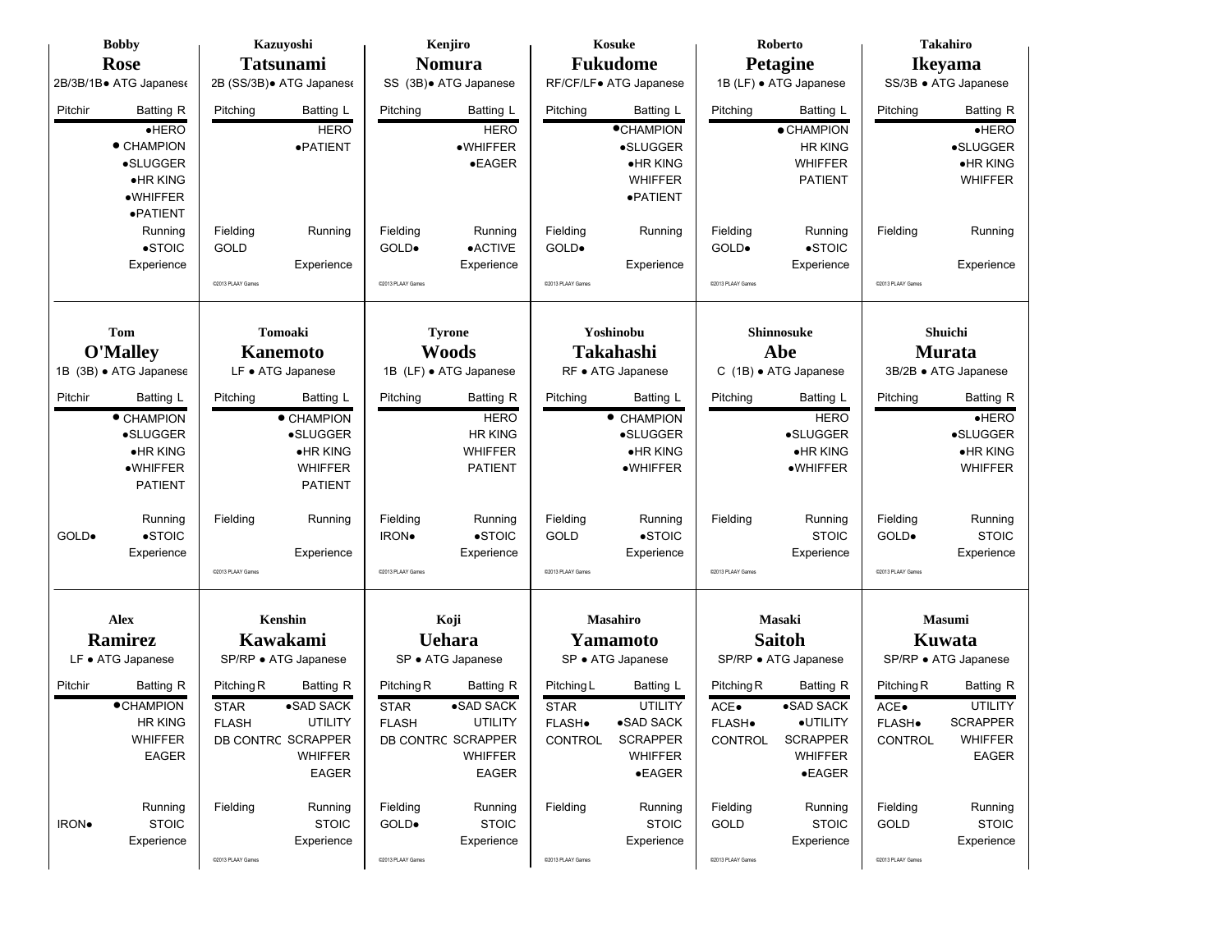## Bobby Rose

2B/3B/1B• ATG Japanese

| Pitchir | Batting R |
|---|---|
| | •HERO |
| | • CHAMPION |
| | •SLUGGER |
| | •HR KING |
| | •WHIFFER |
| | •PATIENT |
| | Running |
| | •STOIC |
| | Experience |

## Kazuyoshi Tatsunami

2B (SS/3B)• ATG Japanese

| Pitching | Batting L |
|---|---|
| | HERO |
| | •PATIENT |
| Fielding | Running |
| GOLD | |
| | Experience |

©2013 PLAAY Games

## Kenjiro Nomura

SS (3B)• ATG Japanese

| Pitching | Batting L |
|---|---|
| | HERO |
| | •WHIFFER |
| | •EAGER |
| Fielding | Running |
| GOLD• | •ACTIVE |
| | Experience |

©2013 PLAAY Games

## Kosuke Fukudome

RF/CF/LF• ATG Japanese

| Pitching | Batting L |
|---|---|
| | •CHAMPION |
| | •SLUGGER |
| | •HR KING |
| | WHIFFER |
| | •PATIENT |
| Fielding | Running |
| GOLD• | |
| | Experience |

©2013 PLAAY Games

## Roberto Petagine

1B (LF) • ATG Japanese

| Pitching | Batting L |
|---|---|
| | • CHAMPION |
| | HR KING |
| | WHIFFER |
| | PATIENT |
| Fielding | Running |
| GOLD• | •STOIC |
| | Experience |

©2013 PLAAY Games

## Takahiro Ikeyama

SS/3B • ATG Japanese

| Pitching | Batting R |
|---|---|
| | •HERO |
| | •SLUGGER |
| | •HR KING |
| | WHIFFER |
| Fielding | Running |
| | Experience |

©2013 PLAAY Games

## Tom O'Malley

1B (3B) • ATG Japanese

| Pitchir | Batting L |
|---|---|
| | • CHAMPION |
| | •SLUGGER |
| | •HR KING |
| | •WHIFFER |
| | PATIENT |
| | Running |
| GOLD• | •STOIC |
| | Experience |

## Tomoaki Kanemoto

LF • ATG Japanese

| Pitching | Batting L |
|---|---|
| | • CHAMPION |
| | •SLUGGER |
| | •HR KING |
| | WHIFFER |
| | PATIENT |
| Fielding | Running |
| | Experience |

©2013 PLAAY Games

## Tyrone Woods

1B (LF) • ATG Japanese

| Pitching | Batting R |
|---|---|
| | HERO |
| | HR KING |
| | WHIFFER |
| | PATIENT |
| Fielding | Running |
| IRON• | •STOIC |
| | Experience |

©2013 PLAAY Games

## Yoshinobu Takahashi

RF • ATG Japanese

| Pitching | Batting L |
|---|---|
| | • CHAMPION |
| | •SLUGGER |
| | •HR KING |
| | •WHIFFER |
| Fielding | Running |
| GOLD | •STOIC |
| | Experience |

©2013 PLAAY Games

## Shinnosuke Abe

C (1B) • ATG Japanese

| Pitching | Batting L |
|---|---|
| | HERO |
| | •SLUGGER |
| | •HR KING |
| | •WHIFFER |
| Fielding | Running |
| | STOIC |
| | Experience |

©2013 PLAAY Games

## Shuichi Murata

3B/2B • ATG Japanese

| Pitching | Batting R |
|---|---|
| | •HERO |
| | •SLUGGER |
| | •HR KING |
| | WHIFFER |
| Fielding | Running |
| GOLD• | STOIC |
| | Experience |

©2013 PLAAY Games

## Alex Ramirez

LF • ATG Japanese

| Pitchir | Batting R |
|---|---|
| | •CHAMPION |
| | HR KING |
| | WHIFFER |
| | EAGER |
| | Running |
| IRON• | STOIC |
| | Experience |

## Kenshin Kawakami

SP/RP • ATG Japanese

| Pitching R | Batting R |
|---|---|
| STAR | •SAD SACK |
| FLASH | UTILITY |
| DB CONTRC | SCRAPPER |
| | WHIFFER |
| | EAGER |
| Fielding | Running |
| | STOIC |
| | Experience |

©2013 PLAAY Games

## Koji Uehara

SP • ATG Japanese

| Pitching R | Batting R |
|---|---|
| STAR | •SAD SACK |
| FLASH | UTILITY |
| DB CONTRC | SCRAPPER |
| | WHIFFER |
| | EAGER |
| Fielding | Running |
| GOLD• | STOIC |
| | Experience |

©2013 PLAAY Games

## Masahiro Yamamoto

SP • ATG Japanese

| Pitching L | Batting L |
|---|---|
| STAR | UTILITY |
| FLASH• | •SAD SACK |
| CONTROL | SCRAPPER |
| | WHIFFER |
| | •EAGER |
| Fielding | Running |
| | STOIC |
| | Experience |

©2013 PLAAY Games

## Masaki Saitoh

SP/RP • ATG Japanese

| Pitching R | Batting R |
|---|---|
| ACE• | •SAD SACK |
| FLASH• | •UTILITY |
| CONTROL | SCRAPPER |
| | WHIFFER |
| | •EAGER |
| Fielding | Running |
| GOLD | STOIC |
| | Experience |

©2013 PLAAY Games

## Masumi Kuwata

SP/RP • ATG Japanese

| Pitching R | Batting R |
|---|---|
| ACE• | UTILITY |
| FLASH• | SCRAPPER |
| CONTROL | WHIFFER |
| | EAGER |
| Fielding | Running |
| GOLD | STOIC |
| | Experience |

©2013 PLAAY Games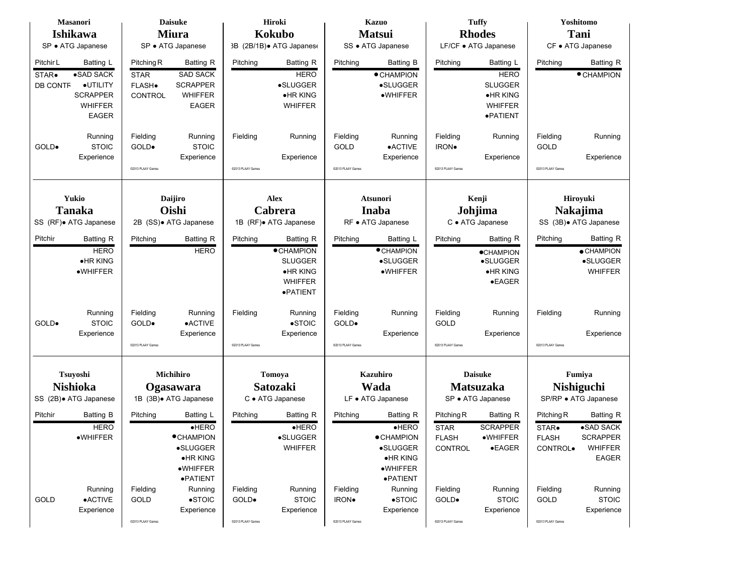## Masanori Ishikawa

SP • ATG Japanese

| Pitching L | Batting L |
|---|---|
| STAR• | •SAD SACK |
| DB CONTR | •UTILITY |
| | SCRAPPER |
| | WHIFFER |
| | EAGER |
| | Running |
| GOLD• | STOIC |
| | Experience |

## Daisuke Miura

SP • ATG Japanese

| Pitching R | Batting R |
|---|---|
| STAR | SAD SACK |
| FLASH• | SCRAPPER |
| CONTROL | WHIFFER |
| | EAGER |
| Fielding | Running |
| GOLD• | STOIC |
| | Experience |

©2013 PLAAY Games

## Hiroki Kokubo

3B (2B/1B)• ATG Japanese

| Pitching | Batting R |
|---|---|
| | HERO |
| | •SLUGGER |
| | •HR KING |
| | WHIFFER |
| Fielding | Running |
| | |
| | Experience |

©2013 PLAAY Games

## Kazuo Matsui

SS • ATG Japanese

| Pitching | Batting B |
|---|---|
| | •CHAMPION |
| | •SLUGGER |
| | •WHIFFER |
| Fielding | Running |
| GOLD | •ACTIVE |
| | Experience |

©2013 PLAAY Games

## Tuffy Rhodes

LF/CF • ATG Japanese

| Pitching | Batting L |
|---|---|
| | HERO |
| | SLUGGER |
| | •HR KING |
| | WHIFFER |
| | •PATIENT |
| Fielding | Running |
| IRON• | |
| | Experience |

©2013 PLAAY Games

## Yoshitomo Tani

CF • ATG Japanese

| Pitching | Batting R |
|---|---|
| | •CHAMPION |
| Fielding | Running |
| GOLD | |
| | Experience |

©2013 PLAAY Games

## Yukio Tanaka

SS (RF)• ATG Japanese

| Pitchir | Batting R |
|---|---|
| | HERO |
| | •HR KING |
| | •WHIFFER |
| | Running |
| GOLD• | STOIC |
| | Experience |

## Daijiro Oishi

2B (SS)• ATG Japanese

| Pitching | Batting R |
|---|---|
| | HERO |
| Fielding | Running |
| GOLD• | •ACTIVE |
| | Experience |

©2013 PLAAY Games

## Alex Cabrera

1B (RF)• ATG Japanese

| Pitching | Batting R |
|---|---|
| | •CHAMPION |
| | SLUGGER |
| | •HR KING |
| | WHIFFER |
| | •PATIENT |
| Fielding | Running |
| | •STOIC |
| | Experience |

©2013 PLAAY Games

## Atsunori Inaba

RF • ATG Japanese

| Pitching | Batting L |
|---|---|
| | •CHAMPION |
| | •SLUGGER |
| | •WHIFFER |
| Fielding | Running |
| GOLD• | |
| | Experience |

©2013 PLAAY Games

## Kenji Johjima

C • ATG Japanese

| Pitching | Batting R |
|---|---|
| | •CHAMPION |
| | •SLUGGER |
| | •HR KING |
| | •EAGER |
| Fielding | Running |
| GOLD | |
| | Experience |

©2013 PLAAY Games

## Hiroyuki Nakajima

SS (3B)• ATG Japanese

| Pitching | Batting R |
|---|---|
| | •CHAMPION |
| | •SLUGGER |
| | WHIFFER |
| Fielding | Running |
| | |
| | Experience |

©2013 PLAAY Games

## Tsuyoshi Nishioka

SS (2B)• ATG Japanese

| Pitchir | Batting B |
|---|---|
| | HERO |
| | •WHIFFER |
| | Running |
| GOLD | •ACTIVE |
| | Experience |

## Michihiro Ogasawara

1B (3B)• ATG Japanese

| Pitching | Batting L |
|---|---|
| | •HERO |
| | •CHAMPION |
| | •SLUGGER |
| | •HR KING |
| | •WHIFFER |
| | •PATIENT |
| Fielding | Running |
| GOLD | •STOIC |
| | Experience |

©2013 PLAAY Games

## Tomoya Satozaki

C • ATG Japanese

| Pitching | Batting R |
|---|---|
| | •HERO |
| | •SLUGGER |
| | WHIFFER |
| Fielding | Running |
| GOLD• | STOIC |
| | Experience |

©2013 PLAAY Games

## Kazuhiro Wada

LF • ATG Japanese

| Pitching | Batting R |
|---|---|
| | •HERO |
| | •CHAMPION |
| | •SLUGGER |
| | •HR KING |
| | •WHIFFER |
| | •PATIENT |
| Fielding | Running |
| IRON• | •STOIC |
| | Experience |

©2013 PLAAY Games

## Daisuke Matsuzaka

SP • ATG Japanese

| Pitching R | Batting R |
|---|---|
| STAR | SCRAPPER |
| FLASH | •WHIFFER |
| CONTROL | •EAGER |
| Fielding | Running |
| GOLD• | STOIC |
| | Experience |

©2013 PLAAY Games

## Fumiya Nishiguchi

SP/RP • ATG Japanese

| Pitching R | Batting R |
|---|---|
| STAR• | •SAD SACK |
| FLASH | SCRAPPER |
| CONTROL• | WHIFFER |
| | EAGER |
| Fielding | Running |
| GOLD | STOIC |
| | Experience |

©2013 PLAAY Games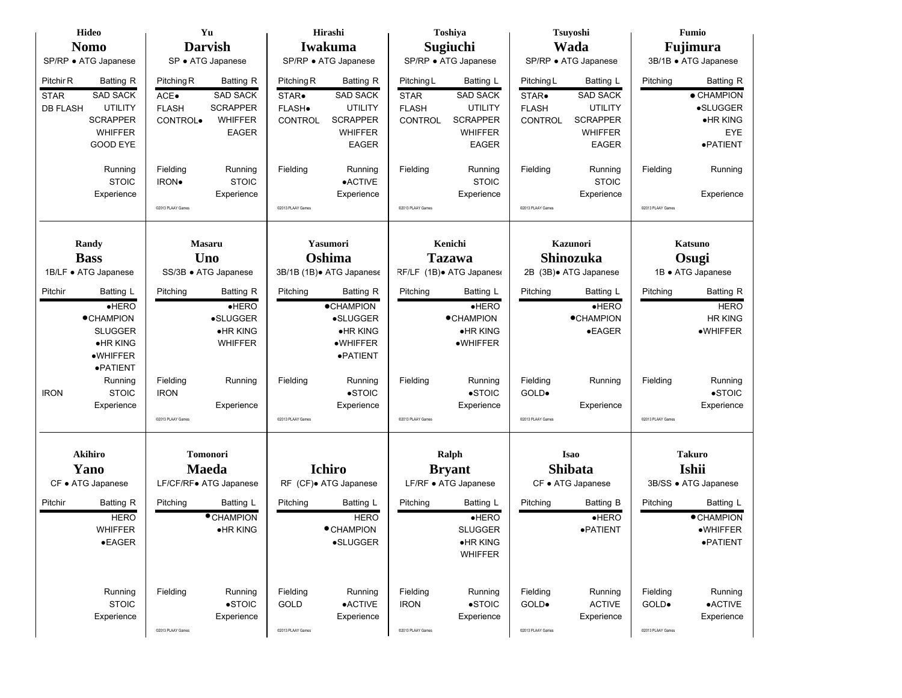## Hideo Nomo

SP/RP • ATG Japanese

| Pitchir R | Batting R |
|---|---|
| STAR | SAD SACK |
| DB FLASH | UTILITY |
| | SCRAPPER |
| | WHIFFER |
| | GOOD EYE |
| | Running |
| | STOIC |
| | Experience |

## Yu Darvish

SP • ATG Japanese

| Pitching R | Batting R |
|---|---|
| ACE• | SAD SACK |
| FLASH | SCRAPPER |
| CONTROL• | WHIFFER |
| | EAGER |
| Fielding | Running |
| IRON• | STOIC |
| | Experience |

©2013 PLAAY Games

## Hirashi Iwakuma

SP/RP • ATG Japanese

| Pitching R | Batting R |
|---|---|
| STAR• | SAD SACK |
| FLASH• | UTILITY |
| CONTROL | SCRAPPER |
| | WHIFFER |
| | EAGER |
| Fielding | Running |
| | •ACTIVE |
| | Experience |

©2013 PLAAY Games

## Toshiya Sugiuchi

SP/RP • ATG Japanese

| Pitching L | Batting L |
|---|---|
| STAR | SAD SACK |
| FLASH | UTILITY |
| CONTROL | SCRAPPER |
| | WHIFFER |
| | EAGER |
| Fielding | Running |
| | STOIC |
| | Experience |

©2013 PLAAY Games

## Tsuyoshi Wada

SP/RP • ATG Japanese

| Pitching L | Batting L |
|---|---|
| STAR• | SAD SACK |
| FLASH | UTILITY |
| CONTROL | SCRAPPER |
| | WHIFFER |
| | EAGER |
| Fielding | Running |
| | STOIC |
| | Experience |

©2013 PLAAY Games

## Fumio Fujimura

3B/1B • ATG Japanese

| Pitching | Batting R |
|---|---|
| | • CHAMPION |
| | •SLUGGER |
| | •HR KING |
| | EYE |
| | •PATIENT |
| Fielding | Running |
| | Experience |

©2013 PLAAY Games

## Randy Bass

1B/LF • ATG Japanese

| Pitchir | Batting L |
|---|---|
| | •HERO |
| | •CHAMPION |
| | SLUGGER |
| | •HR KING |
| | •WHIFFER |
| | •PATIENT |
| | Running |
| IRON | STOIC |
| | Experience |

## Masaru Uno

SS/3B • ATG Japanese

| Pitching | Batting R |
|---|---|
| | •HERO |
| | •SLUGGER |
| | •HR KING |
| | WHIFFER |
| Fielding | Running |
| IRON | |
| | Experience |

©2013 PLAAY Games

## Yasumori Oshima

3B/1B (1B)• ATG Japanese

| Pitching | Batting R |
|---|---|
| | •CHAMPION |
| | •SLUGGER |
| | •HR KING |
| | •WHIFFER |
| | •PATIENT |
| Fielding | Running |
| | •STOIC |
| | Experience |

©2013 PLAAY Games

## Kenichi Tazawa

RF/LF (1B)• ATG Japanese

| Pitching | Batting L |
|---|---|
| | •HERO |
| | •CHAMPION |
| | •HR KING |
| | •WHIFFER |
| Fielding | Running |
| | •STOIC |
| | Experience |

©2013 PLAAY Games

## Kazunori Shinozuka

2B (3B)• ATG Japanese

| Pitching | Batting L |
|---|---|
| | •HERO |
| | •CHAMPION |
| | •EAGER |
| Fielding | Running |
| GOLD• | |
| | Experience |

©2013 PLAAY Games

## Katsuno Osugi

1B • ATG Japanese

| Pitching | Batting R |
|---|---|
| | HERO |
| | HR KING |
| | •WHIFFER |
| Fielding | Running |
| | •STOIC |
| | Experience |

©2013 PLAAY Games

## Akihiro Yano

CF • ATG Japanese

| Pitchir | Batting R |
|---|---|
| | HERO |
| | WHIFFER |
| | •EAGER |
| | Running |
| | STOIC |
| | Experience |

## Tomonori Maeda

LF/CF/RF• ATG Japanese

| Pitching | Batting L |
|---|---|
| | •CHAMPION |
| | •HR KING |
| Fielding | Running |
| | •STOIC |
| | Experience |

©2013 PLAAY Games

## Ichiro

RF (CF)• ATG Japanese

| Pitching | Batting L |
|---|---|
| | HERO |
| | •CHAMPION |
| | •SLUGGER |
| Fielding | Running |
| GOLD | •ACTIVE |
| | Experience |

©2013 PLAAY Games

## Ralph Bryant

LF/RF • ATG Japanese

| Pitching | Batting L |
|---|---|
| | •HERO |
| | SLUGGER |
| | •HR KING |
| | WHIFFER |
| Fielding | Running |
| IRON | •STOIC |
| | Experience |

©2013 PLAAY Games

## Isao Shibata

CF • ATG Japanese

| Pitching | Batting B |
|---|---|
| | •HERO |
| | •PATIENT |
| Fielding | Running |
| GOLD• | ACTIVE |
| | Experience |

©2013 PLAAY Games

## Takuro Ishii

3B/SS • ATG Japanese

| Pitching | Batting L |
|---|---|
| | •CHAMPION |
| | •WHIFFER |
| | •PATIENT |
| Fielding | Running |
| GOLD• | •ACTIVE |
| | Experience |

©2013 PLAAY Games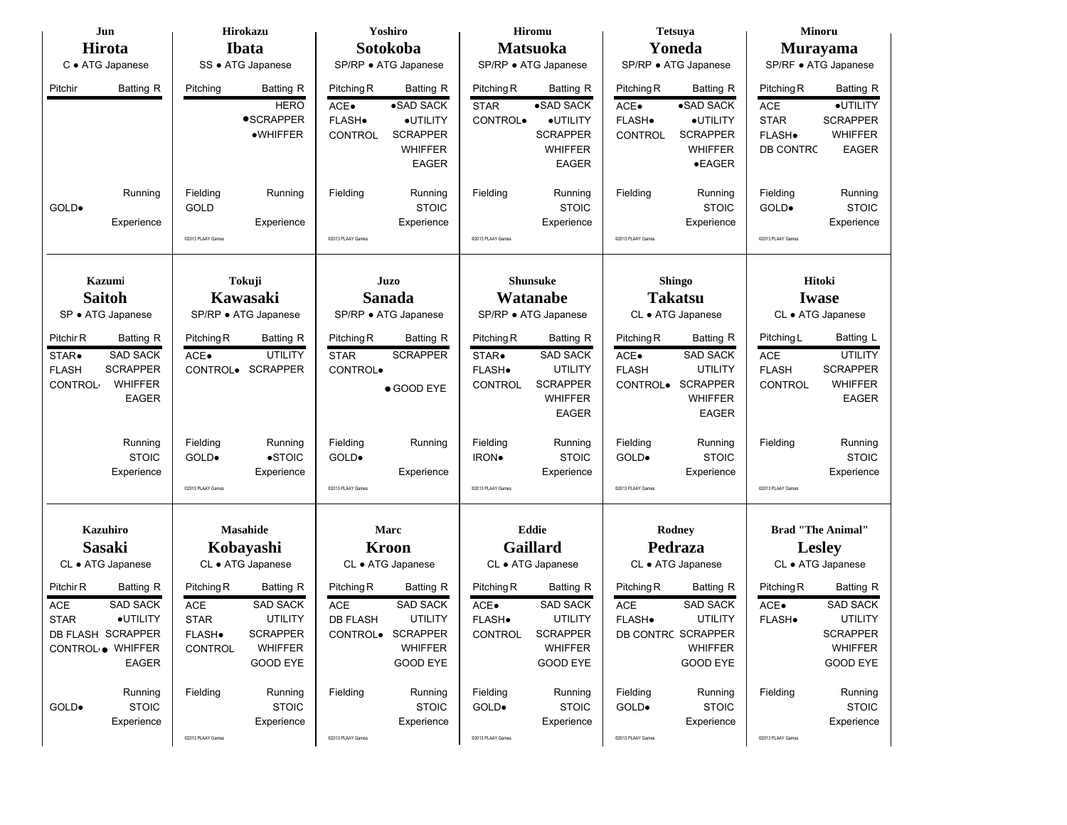## Jun Hirota

C • ATG Japanese

| Pitchir | Batting R |
|---|---|
| | |
| | Running |
| GOLD• | |
| | Experience |

## Hirokazu Ibata

SS • ATG Japanese

| Pitching | Batting R |
|---|---|
| | HERO |
| | •SCRAPPER |
| | •WHIFFER |
| Fielding | Running |
| GOLD | |
| | Experience |

©2013 PLAAY Games

## Yoshiro Sotokoba

SP/RP • ATG Japanese

| Pitching R | Batting R |
|---|---|
| ACE• | •SAD SACK |
| FLASH• | •UTILITY |
| CONTROL | SCRAPPER |
| | WHIFFER |
| | EAGER |
| Fielding | Running |
| | STOIC |
| | Experience |

©2013 PLAAY Games

## Hiromu Matsuoka

SP/RP • ATG Japanese

| Pitching R | Batting R |
|---|---|
| STAR | •SAD SACK |
| CONTROL• | •UTILITY |
| | SCRAPPER |
| | WHIFFER |
| | EAGER |
| Fielding | Running |
| | STOIC |
| | Experience |

©2013 PLAAY Games

## Tetsuya Yoneda

SP/RP • ATG Japanese

| Pitching R | Batting R |
|---|---|
| ACE• | •SAD SACK |
| FLASH• | •UTILITY |
| CONTROL | SCRAPPER |
| | WHIFFER |
| | •EAGER |
| Fielding | Running |
| | STOIC |
| | Experience |

©2013 PLAAY Games

## Minoru Murayama

SP/RF • ATG Japanese

| Pitching R | Batting R |
|---|---|
| ACE | •UTILITY |
| STAR | SCRAPPER |
| FLASH• | WHIFFER |
| DB CONTRC | EAGER |
| Fielding | Running |
| GOLD• | STOIC |
| | Experience |

©2013 PLAAY Games

## Kazumi Saitoh

SP • ATG Japanese

| Pitchir R | Batting R |
|---|---|
| STAR• | SAD SACK |
| FLASH | SCRAPPER |
| CONTROL | WHIFFER |
| | EAGER |
| | Running |
| | STOIC |
| | Experience |

## Tokuji Kawasaki

SP/RP • ATG Japanese

| Pitching R | Batting R |
|---|---|
| ACE• | UTILITY |
| CONTROL• | SCRAPPER |
| Fielding | Running |
| GOLD• | •STOIC |
| | Experience |

©2013 PLAAY Games

## Juzo Sanada

SP/RP • ATG Japanese

| Pitching R | Batting R |
|---|---|
| STAR | SCRAPPER |
| CONTROL• | |
| | • GOOD EYE |
| Fielding | Running |
| GOLD• | |
| | Experience |

©2013 PLAAY Games

## Shunsuke Watanabe

SP/RP • ATG Japanese

| Pitching R | Batting R |
|---|---|
| STAR• | SAD SACK |
| FLASH• | UTILITY |
| CONTROL | SCRAPPER |
| | WHIFFER |
| | EAGER |
| Fielding | Running |
| IRON• | STOIC |
| | Experience |

©2013 PLAAY Games

## Shingo Takatsu

CL • ATG Japanese

| Pitching R | Batting R |
|---|---|
| ACE• | SAD SACK |
| FLASH | UTILITY |
| CONTROL• | SCRAPPER |
| | WHIFFER |
| | EAGER |
| Fielding | Running |
| GOLD• | STOIC |
| | Experience |

©2013 PLAAY Games

## Hitoki Iwase

CL • ATG Japanese

| Pitching L | Batting L |
|---|---|
| ACE | UTILITY |
| FLASH | SCRAPPER |
| CONTROL | WHIFFER |
| | EAGER |
| Fielding | Running |
| | STOIC |
| | Experience |

©2013 PLAAY Games

## Kazuhiro Sasaki

CL • ATG Japanese

| Pitchir R | Batting R |
|---|---|
| ACE | SAD SACK |
| STAR | •UTILITY |
| DB FLASH | SCRAPPER |
| CONTROL• | WHIFFER |
| | EAGER |
| | Running |
| GOLD• | STOIC |
| | Experience |

## Masahide Kobayashi

CL • ATG Japanese

| Pitching R | Batting R |
|---|---|
| ACE | SAD SACK |
| STAR | UTILITY |
| FLASH• | SCRAPPER |
| CONTROL | WHIFFER |
| | GOOD EYE |
| Fielding | Running |
| | STOIC |
| | Experience |

©2013 PLAAY Games

## Marc Kroon

CL • ATG Japanese

| Pitching R | Batting R |
|---|---|
| ACE | SAD SACK |
| DB FLASH | UTILITY |
| CONTROL• | SCRAPPER |
| | WHIFFER |
| | GOOD EYE |
| Fielding | Running |
| | STOIC |
| | Experience |

©2013 PLAAY Games

## Eddie Gaillard

CL • ATG Japanese

| Pitching R | Batting R |
|---|---|
| ACE• | SAD SACK |
| FLASH• | UTILITY |
| CONTROL | SCRAPPER |
| | WHIFFER |
| | GOOD EYE |
| Fielding | Running |
| GOLD• | STOIC |
| | Experience |

©2013 PLAAY Games

## Rodney Pedraza

CL • ATG Japanese

| Pitching R | Batting R |
|---|---|
| ACE | SAD SACK |
| FLASH• | UTILITY |
| DB CONTRC | SCRAPPER |
| | WHIFFER |
| | GOOD EYE |
| Fielding | Running |
| GOLD• | STOIC |
| | Experience |

©2013 PLAAY Games

## Brad "The Animal" Lesley

CL • ATG Japanese

| Pitching R | Batting R |
|---|---|
| ACE• | SAD SACK |
| FLASH• | UTILITY |
| | SCRAPPER |
| | WHIFFER |
| | GOOD EYE |
| Fielding | Running |
| | STOIC |
| | Experience |

©2013 PLAAY Games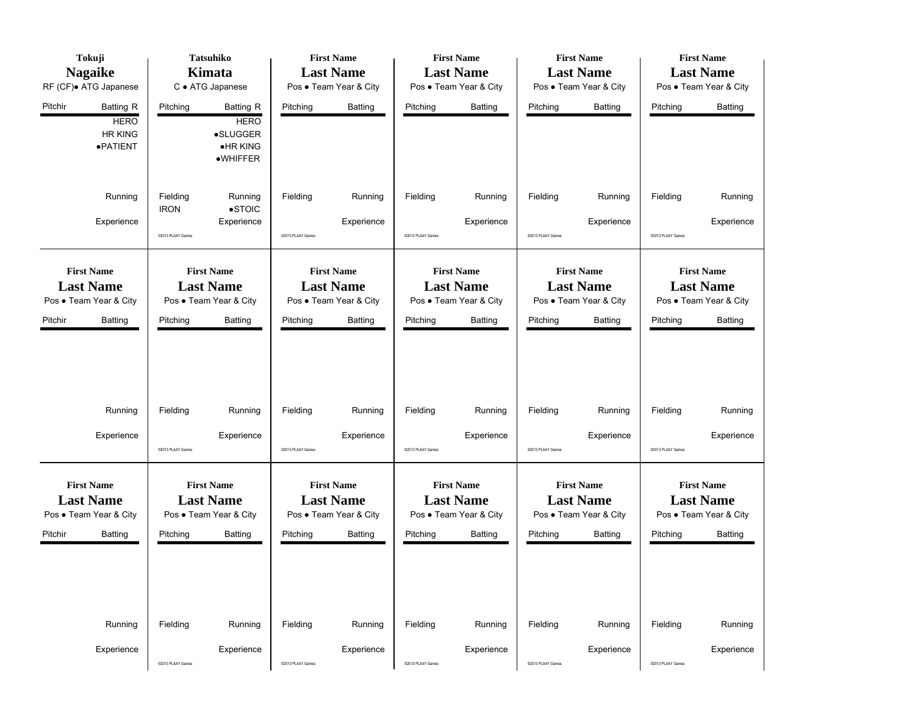**Tokuji**
**Nagaike**
RF (CF)• ATG Japanese

Pitchir | Batting R

HERO
HR KING
•PATIENT

Running

Experience

---

**Tatsuhiko**
**Kimata**
C • ATG Japanese

Pitching | Batting R

HERO
•SLUGGER
•HR KING
•WHIFFER

Fielding | Running
IRON | •STOIC

Experience

©2013 PLAAY Games

---

**First Name**
**Last Name**
Pos • Team Year & City

Pitching | Batting

Fielding | Running

Experience

©2013 PLAAY Games

---

**First Name**
**Last Name**
Pos • Team Year & City

Pitching | Batting

Fielding | Running

Experience

©2013 PLAAY Games

---

**First Name**
**Last Name**
Pos • Team Year & City

Pitching | Batting

Fielding | Running

Experience

©2013 PLAAY Games

---

**First Name**
**Last Name**
Pos • Team Year & City

Pitching | Batting

Fielding | Running

Experience

©2013 PLAAY Games

---

**First Name**
**Last Name**
Pos • Team Year & City

Pitchir | Batting

Running

Experience

---

**First Name**
**Last Name**
Pos • Team Year & City

Pitching | Batting

Fielding | Running

Experience

©2013 PLAAY Games

---

**First Name**
**Last Name**
Pos • Team Year & City

Pitching | Batting

Fielding | Running

Experience

©2013 PLAAY Games

---

**First Name**
**Last Name**
Pos • Team Year & City

Pitching | Batting

Fielding | Running

Experience

©2013 PLAAY Games

---

**First Name**
**Last Name**
Pos • Team Year & City

Pitching | Batting

Fielding | Running

Experience

©2013 PLAAY Games

---

**First Name**
**Last Name**
Pos • Team Year & City

Pitching | Batting

Fielding | Running

Experience

©2013 PLAAY Games

---

**First Name**
**Last Name**
Pos • Team Year & City

Pitchir | Batting

Running

Experience

---

**First Name**
**Last Name**
Pos • Team Year & City

Pitching | Batting

Fielding | Running

Experience

©2013 PLAAY Games

---

**First Name**
**Last Name**
Pos • Team Year & City

Pitching | Batting

Fielding | Running

Experience

©2013 PLAAY Games

---

**First Name**
**Last Name**
Pos • Team Year & City

Pitching | Batting

Fielding | Running

Experience

©2013 PLAAY Games

---

**First Name**
**Last Name**
Pos • Team Year & City

Pitching | Batting

Fielding | Running

Experience

©2013 PLAAY Games

---

**First Name**
**Last Name**
Pos • Team Year & City

Pitching | Batting

Fielding | Running

Experience

©2013 PLAAY Games